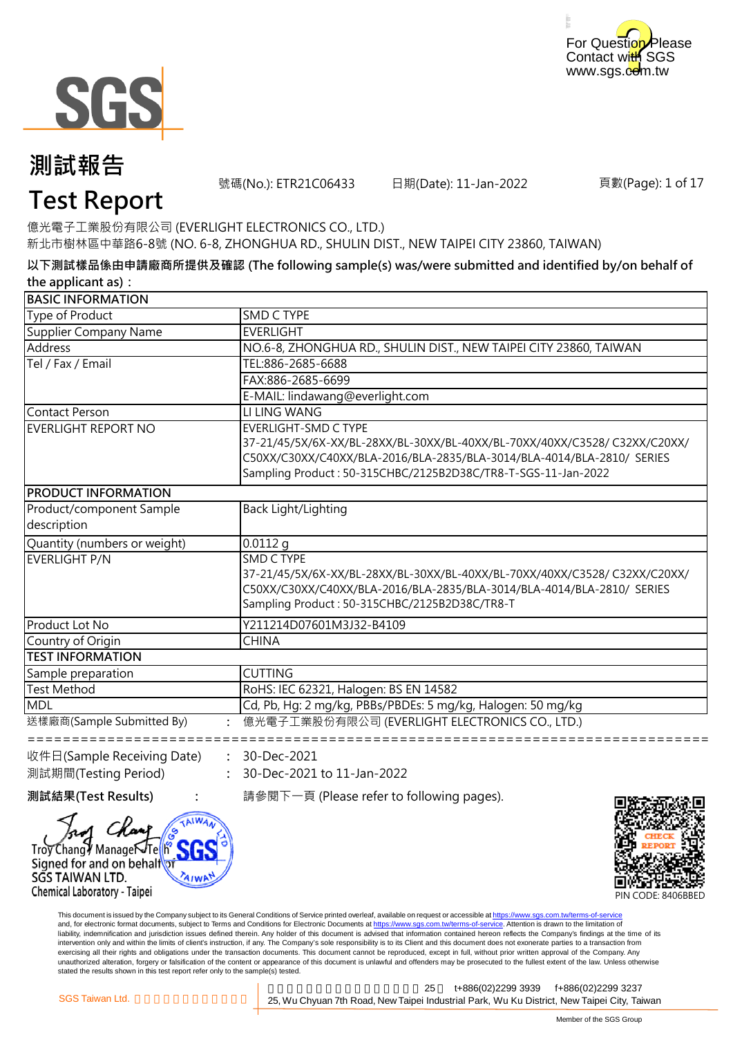For Question Please Contact with SGS
www.sgs.com.tw

# 測試報告
# Test Report

號碼(No.): ETR21C06433　　日期(Date): 11-Jan-2022

億光電子工業股份有限公司 (EVERLIGHT ELECTRONICS CO., LTD.)
新北市樹林區中華路6-8號 (NO. 6-8, ZHONGHUA RD., SHULIN DIST., NEW TAIPEI CITY 23860, TAIWAN)

**以下測試樣品係由申請廠商所提供及確認 (The following sample(s) was/were submitted and identified by/on behalf of the applicant as)：**

| | |
|---|---|
| **BASIC INFORMATION** | |
| Type of Product | SMD C TYPE |
| Supplier Company Name | EVERLIGHT |
| Address | NO.6-8, ZHONGHUA RD., SHULIN DIST., NEW TAIPEI CITY 23860, TAIWAN |
| Tel / Fax / Email | TEL:886-2685-6688 |
| | FAX:886-2685-6699 |
| | E-MAIL: lindawang@everlight.com |
| Contact Person | LI LING WANG |
| EVERLIGHT REPORT NO | EVERLIGHT-SMD C TYPE<br>37-21/45/5X/6X-XX/BL-28XX/BL-30XX/BL-40XX/BL-70XX/40XX/C3528/ C32XX/C20XX/ C50XX/C30XX/C40XX/BLA-2016/BLA-2835/BLA-3014/BLA-4014/BLA-2810/ SERIES<br>Sampling Product : 50-315CHBC/2125B2D38C/TR8-T-SGS-11-Jan-2022 |
| **PRODUCT INFORMATION** | |
| Product/component Sample description | Back Light/Lighting |
| Quantity (numbers or weight) | 0.0112 g |
| EVERLIGHT P/N | SMD C TYPE<br>37-21/45/5X/6X-XX/BL-28XX/BL-30XX/BL-40XX/BL-70XX/40XX/C3528/ C32XX/C20XX/ C50XX/C30XX/C40XX/BLA-2016/BLA-2835/BLA-3014/BLA-4014/BLA-2810/ SERIES<br>Sampling Product : 50-315CHBC/2125B2D38C/TR8-T |
| Product Lot No | Y211214D07601M3J32-B4109 |
| Country of Origin | CHINA |
| **TEST INFORMATION** | |
| Sample preparation | CUTTING |
| Test Method | RoHS: IEC 62321, Halogen: BS EN 14582 |
| MDL | Cd, Pb, Hg: 2 mg/kg, PBBs/PBDEs: 5 mg/kg, Halogen: 50 mg/kg |

送樣廠商(Sample Submitted By)　:　億光電子工業股份有限公司 (EVERLIGHT ELECTRONICS CO., LTD.)

==========================================================================

收件日(Sample Receiving Date)　:　30-Dec-2021
測試期間(Testing Period)　:　30-Dec-2021 to 11-Jan-2022

**測試結果(Test Results)**　:　請參閱下一頁 (Please refer to following pages).

Troy Chang / Manager Tech
Signed for and on behalf of
SGS TAIWAN LTD.
Chemical Laboratory - Taipei

CHECK REPORT
PIN CODE: 8406BBED

This document is issued by the Company subject to its General Conditions of Service printed overleaf, available on request or accessible at https://www.sgs.com.tw/terms-of-service and, for electronic format documents, subject to Terms and Conditions for Electronic Documents at https://www.sgs.com.tw/terms-of-service. Attention is drawn to the limitation of liability, indemnification and jurisdiction issues defined therein. Any holder of this document is advised that information contained hereon reflects the Company's findings at the time of its intervention only and within the limits of client's instruction, if any. The Company's sole responsibility is to its Client and this document does not exonerate parties to a transaction from exercising all their rights and obligations under the transaction documents. This document cannot be reproduced, except in full, without prior written approval of the Company. Any unauthorized alteration, forgery or falsification of the content or appearance of this document is unlawful and offenders may be prosecuted to the fullest extent of the law. Unless otherwise stated the results shown in this test report refer only to the sample(s) tested.

SGS Taiwan Ltd. 25 t+886(02)2299 3939 f+886(02)2299 3237
25, Wu Chyuan 7th Road, New Taipei Industrial Park, Wu Ku District, New Taipei City, Taiwan

Member of the SGS Group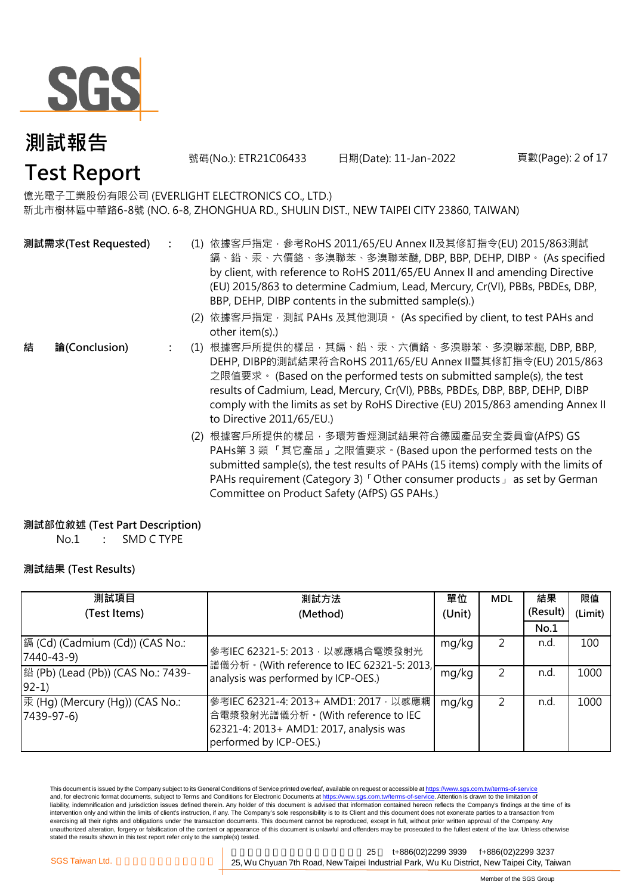# 測試報告
# Test Report

號碼(No.): ETR21C06433　　日期(Date): 11-Jan-2022

億光電子工業股份有限公司 (EVERLIGHT ELECTRONICS CO., LTD.)
新北市樹林區中華路6-8號 (NO. 6-8, ZHONGHUA RD., SHULIN DIST., NEW TAIPEI CITY 23860, TAIWAN)

**測試需求(Test Requested)** :

(1) 依據客戶指定，參考RoHS 2011/65/EU Annex II及其修訂指令(EU) 2015/863測試鎘、鉛、汞、六價鉻、多溴聯苯、多溴聯苯醚, DBP, BBP, DEHP, DIBP。 (As specified by client, with reference to RoHS 2011/65/EU Annex II and amending Directive (EU) 2015/863 to determine Cadmium, Lead, Mercury, Cr(VI), PBBs, PBDEs, DBP, BBP, DEHP, DIBP contents in the submitted sample(s).)

(2) 依據客戶指定，測試 PAHs 及其他測項。 (As specified by client, to test PAHs and other item(s).)

**結　論(Conclusion)** :

(1) 根據客戶所提供的樣品，其鎘、鉛、汞、六價鉻、多溴聯苯、多溴聯苯醚, DBP, BBP, DEHP, DIBP的測試結果符合RoHS 2011/65/EU Annex II暨其修訂指令(EU) 2015/863之限值要求。 (Based on the performed tests on submitted sample(s), the test results of Cadmium, Lead, Mercury, Cr(VI), PBBs, PBDEs, DBP, BBP, DEHP, DIBP comply with the limits as set by RoHS Directive (EU) 2015/863 amending Annex II to Directive 2011/65/EU.)

(2) 根據客戶所提供的樣品，多環芳香烴測試結果符合德國產品安全委員會(AfPS) GS PAHs第 3 類 「其它產品」之限值要求。(Based upon the performed tests on the submitted sample(s), the test results of PAHs (15 items) comply with the limits of PAHs requirement (Category 3)「Other consumer products」 as set by German Committee on Product Safety (AfPS) GS PAHs.)

**測試部位敘述 (Test Part Description)**

No.1　:　SMD C TYPE

**測試結果 (Test Results)**

| 測試項目 (Test Items) | 測試方法 (Method) | 單位 (Unit) | MDL | 結果 (Result) No.1 | 限值 (Limit) |
|---|---|---|---|---|---|
| 鎘 (Cd) (Cadmium (Cd)) (CAS No.: 7440-43-9) | 參考IEC 62321-5: 2013，以感應耦合電漿發射光譜儀分析。(With reference to IEC 62321-5: 2013, analysis was performed by ICP-OES.) | mg/kg | 2 | n.d. | 100 |
| 鉛 (Pb) (Lead (Pb)) (CAS No.: 7439-92-1) | | mg/kg | 2 | n.d. | 1000 |
| 汞 (Hg) (Mercury (Hg)) (CAS No.: 7439-97-6) | 參考IEC 62321-4: 2013+ AMD1: 2017，以感應耦合電漿發射光譜儀分析。(With reference to IEC 62321-4: 2013+ AMD1: 2017, analysis was performed by ICP-OES.) | mg/kg | 2 | n.d. | 1000 |

This document is issued by the Company subject to its General Conditions of Service printed overleaf, available on request or accessible at https://www.sgs.com.tw/terms-of-service and, for electronic format documents, subject to Terms and Conditions for Electronic Documents at https://www.sgs.com.tw/terms-of-service. Attention is drawn to the limitation of liability, indemnification and jurisdiction issues defined therein. Any holder of this document is advised that information contained hereon reflects the Company's findings at the time of its intervention only and within the limits of client's instruction, if any. The Company's sole responsibility is to its Client and this document does not exonerate parties to a transaction from exercising all their rights and obligations under the transaction documents. This document cannot be reproduced, except in full, without prior written approval of the Company. Any unauthorized alteration, forgery or falsification of the content or appearance of this document is unlawful and offenders may be prosecuted to the fullest extent of the law. Unless otherwise stated the results shown in this test report refer only to the sample(s) tested.

SGS Taiwan Ltd. 25, Wu Chyuan 7th Road, New Taipei Industrial Park, Wu Ku District, New Taipei City, Taiwan t+886(02)2299 3939 f+886(02)2299 3237

Member of the SGS Group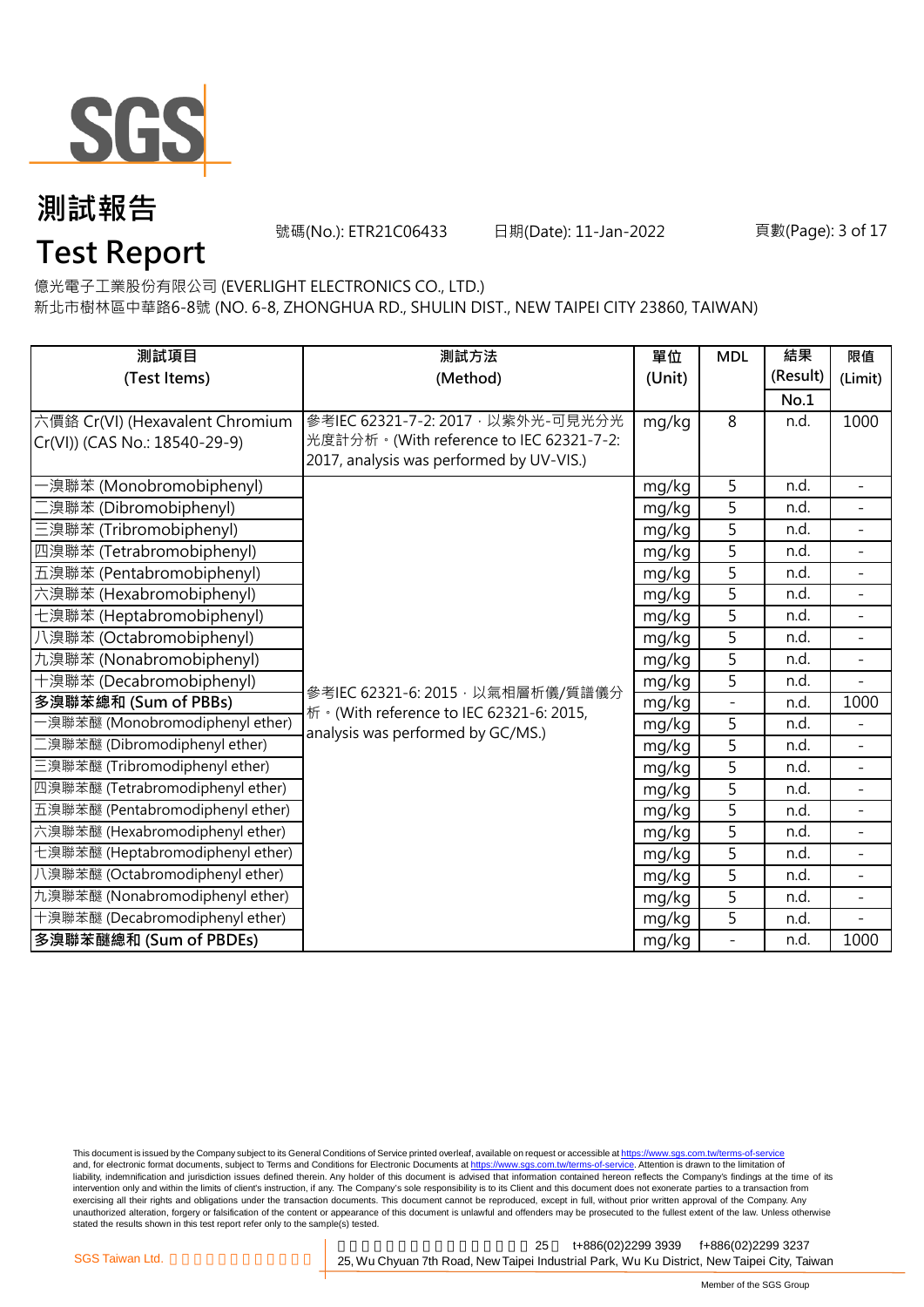# 測試報告

# Test Report

號碼(No.): ETR21C06433　　日期(Date): 11-Jan-2022

億光電子工業股份有限公司 (EVERLIGHT ELECTRONICS CO., LTD.)
新北市樹林區中華路6-8號 (NO. 6-8, ZHONGHUA RD., SHULIN DIST., NEW TAIPEI CITY 23860, TAIWAN)

| 測試項目 (Test Items) | 測試方法 (Method) | 單位 (Unit) | MDL | 結果 (Result) No.1 | 限值 (Limit) |
|---|---|---|---|---|---|
| 六價鉻 Cr(VI) (Hexavalent Chromium Cr(VI)) (CAS No.: 18540-29-9) | 參考IEC 62321-7-2: 2017，以紫外光-可見光分光光度計分析。(With reference to IEC 62321-7-2: 2017, analysis was performed by UV-VIS.) | mg/kg | 8 | n.d. | 1000 |
| 一溴聯苯 (Monobromobiphenyl) | 參考IEC 62321-6: 2015，以氣相層析儀/質譜儀分析。(With reference to IEC 62321-6: 2015, analysis was performed by GC/MS.) | mg/kg | 5 | n.d. | - |
| 二溴聯苯 (Dibromobiphenyl) | | mg/kg | 5 | n.d. | - |
| 三溴聯苯 (Tribromobiphenyl) | | mg/kg | 5 | n.d. | - |
| 四溴聯苯 (Tetrabromobiphenyl) | | mg/kg | 5 | n.d. | - |
| 五溴聯苯 (Pentabromobiphenyl) | | mg/kg | 5 | n.d. | - |
| 六溴聯苯 (Hexabromobiphenyl) | | mg/kg | 5 | n.d. | - |
| 七溴聯苯 (Heptabromobiphenyl) | | mg/kg | 5 | n.d. | - |
| 八溴聯苯 (Octabromobiphenyl) | | mg/kg | 5 | n.d. | - |
| 九溴聯苯 (Nonabromobiphenyl) | | mg/kg | 5 | n.d. | - |
| 十溴聯苯 (Decabromobiphenyl) | | mg/kg | 5 | n.d. | - |
| **多溴聯苯總和 (Sum of PBBs)** | | mg/kg | - | n.d. | 1000 |
| 一溴聯苯醚 (Monobromodiphenyl ether) | | mg/kg | 5 | n.d. | - |
| 二溴聯苯醚 (Dibromodiphenyl ether) | | mg/kg | 5 | n.d. | - |
| 三溴聯苯醚 (Tribromodiphenyl ether) | | mg/kg | 5 | n.d. | - |
| 四溴聯苯醚 (Tetrabromodiphenyl ether) | | mg/kg | 5 | n.d. | - |
| 五溴聯苯醚 (Pentabromodiphenyl ether) | | mg/kg | 5 | n.d. | - |
| 六溴聯苯醚 (Hexabromodiphenyl ether) | | mg/kg | 5 | n.d. | - |
| 七溴聯苯醚 (Heptabromodiphenyl ether) | | mg/kg | 5 | n.d. | - |
| 八溴聯苯醚 (Octabromodiphenyl ether) | | mg/kg | 5 | n.d. | - |
| 九溴聯苯醚 (Nonabromodiphenyl ether) | | mg/kg | 5 | n.d. | - |
| 十溴聯苯醚 (Decabromodiphenyl ether) | | mg/kg | 5 | n.d. | - |
| **多溴聯苯醚總和 (Sum of PBDEs)** | | mg/kg | - | n.d. | 1000 |

This document is issued by the Company subject to its General Conditions of Service printed overleaf, available on request or accessible at https://www.sgs.com.tw/terms-of-service and, for electronic format documents, subject to Terms and Conditions for Electronic Documents at https://www.sgs.com.tw/terms-of-service. Attention is drawn to the limitation of liability, indemnification and jurisdiction issues defined therein. Any holder of this document is advised that information contained hereon reflects the Company's findings at the time of its intervention only and within the limits of client's instruction, if any. The Company's sole responsibility is to its Client and this document does not exonerate parties to a transaction from exercising all their rights and obligations under the transaction documents. This document cannot be reproduced, except in full, without prior written approval of the Company. Any unauthorized alteration, forgery or falsification of the content or appearance of this document is unlawful and offenders may be prosecuted to the fullest extent of the law. Unless otherwise stated the results shown in this test report refer only to the sample(s) tested.

SGS Taiwan Ltd. | 25, Wu Chyuan 7th Road, New Taipei Industrial Park, Wu Ku District, New Taipei City, Taiwan | t+886(02)2299 3939 | f+886(02)2299 3237

Member of the SGS Group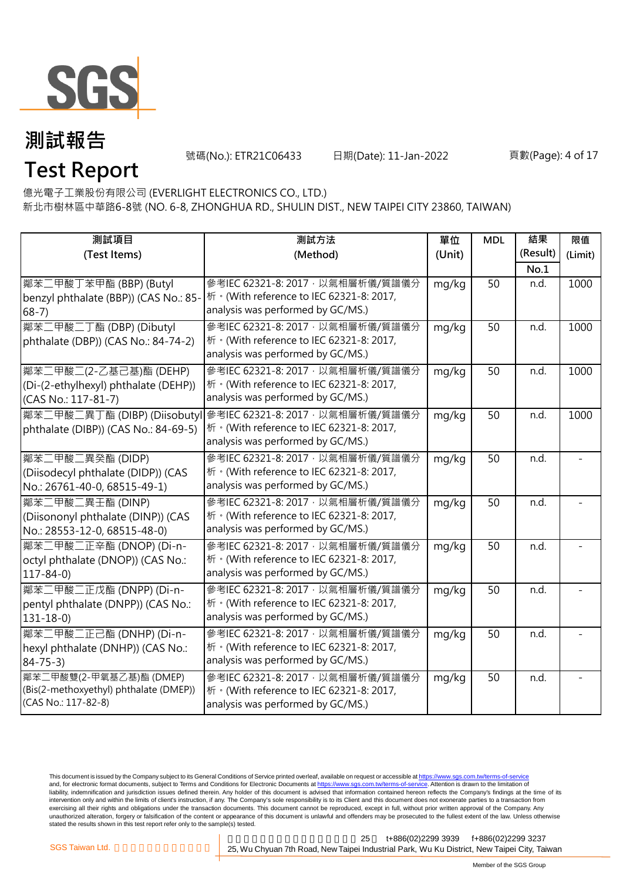# 測試報告

# Test Report

號碼(No.): ETR21C06433　　日期(Date): 11-Jan-2022

億光電子工業股份有限公司 (EVERLIGHT ELECTRONICS CO., LTD.)
新北市樹林區中華路6-8號 (NO. 6-8, ZHONGHUA RD., SHULIN DIST., NEW TAIPEI CITY 23860, TAIWAN)

| 測試項目 (Test Items) | 測試方法 (Method) | 單位 (Unit) | MDL | 結果 (Result) No.1 | 限值 (Limit) |
|---|---|---|---|---|---|
| 鄰苯二甲酸丁苯甲酯 (BBP) (Butyl benzyl phthalate (BBP)) (CAS No.: 85-68-7) | 參考IEC 62321-8: 2017，以氣相層析儀/質譜儀分析。(With reference to IEC 62321-8: 2017, analysis was performed by GC/MS.) | mg/kg | 50 | n.d. | 1000 |
| 鄰苯二甲酸二丁酯 (DBP) (Dibutyl phthalate (DBP)) (CAS No.: 84-74-2) | 參考IEC 62321-8: 2017，以氣相層析儀/質譜儀分析。(With reference to IEC 62321-8: 2017, analysis was performed by GC/MS.) | mg/kg | 50 | n.d. | 1000 |
| 鄰苯二甲酸二(2-乙基己基)酯 (DEHP) (Di-(2-ethylhexyl) phthalate (DEHP)) (CAS No.: 117-81-7) | 參考IEC 62321-8: 2017，以氣相層析儀/質譜儀分析。(With reference to IEC 62321-8: 2017, analysis was performed by GC/MS.) | mg/kg | 50 | n.d. | 1000 |
| 鄰苯二甲酸二異丁酯 (DIBP) (Diisobutyl phthalate (DIBP)) (CAS No.: 84-69-5) | 參考IEC 62321-8: 2017，以氣相層析儀/質譜儀分析。(With reference to IEC 62321-8: 2017, analysis was performed by GC/MS.) | mg/kg | 50 | n.d. | 1000 |
| 鄰苯二甲酸二異癸酯 (DIDP) (Diisodecyl phthalate (DIDP)) (CAS No.: 26761-40-0, 68515-49-1) | 參考IEC 62321-8: 2017，以氣相層析儀/質譜儀分析。(With reference to IEC 62321-8: 2017, analysis was performed by GC/MS.) | mg/kg | 50 | n.d. | - |
| 鄰苯二甲酸二異壬酯 (DINP) (Diisononyl phthalate (DINP)) (CAS No.: 28553-12-0, 68515-48-0) | 參考IEC 62321-8: 2017，以氣相層析儀/質譜儀分析。(With reference to IEC 62321-8: 2017, analysis was performed by GC/MS.) | mg/kg | 50 | n.d. | - |
| 鄰苯二甲酸二正辛酯 (DNOP) (Di-n-octyl phthalate (DNOP)) (CAS No.: 117-84-0) | 參考IEC 62321-8: 2017，以氣相層析儀/質譜儀分析。(With reference to IEC 62321-8: 2017, analysis was performed by GC/MS.) | mg/kg | 50 | n.d. | - |
| 鄰苯二甲酸二正戊酯 (DNPP) (Di-n-pentyl phthalate (DNPP)) (CAS No.: 131-18-0) | 參考IEC 62321-8: 2017，以氣相層析儀/質譜儀分析。(With reference to IEC 62321-8: 2017, analysis was performed by GC/MS.) | mg/kg | 50 | n.d. | - |
| 鄰苯二甲酸二正己酯 (DNHP) (Di-n-hexyl phthalate (DNHP)) (CAS No.: 84-75-3) | 參考IEC 62321-8: 2017，以氣相層析儀/質譜儀分析。(With reference to IEC 62321-8: 2017, analysis was performed by GC/MS.) | mg/kg | 50 | n.d. | - |
| 鄰苯二甲酸雙(2-甲氧基乙基)酯 (DMEP) (Bis(2-methoxyethyl) phthalate (DMEP)) (CAS No.: 117-82-8) | 參考IEC 62321-8: 2017，以氣相層析儀/質譜儀分析。(With reference to IEC 62321-8: 2017, analysis was performed by GC/MS.) | mg/kg | 50 | n.d. | - |

This document is issued by the Company subject to its General Conditions of Service printed overleaf, available on request or accessible at https://www.sgs.com.tw/terms-of-service and, for electronic format documents, subject to Terms and Conditions for Electronic Documents at https://www.sgs.com.tw/terms-of-service. Attention is drawn to the limitation of liability, indemnification and jurisdiction issues defined therein. Any holder of this document is advised that information contained hereon reflects the Company's findings at the time of its intervention only and within the limits of client's instruction, if any. The Company's sole responsibility is to its Client and this document does not exonerate parties to a transaction from exercising all their rights and obligations under the transaction documents. This document cannot be reproduced, except in full, without prior written approval of the Company. Any unauthorized alteration, forgery or falsification of the content or appearance of this document is unlawful and offenders may be prosecuted to the fullest extent of the law. Unless otherwise stated the results shown in this test report refer only to the sample(s) tested.

SGS Taiwan Ltd. 　25　t+886(02)2299 3939　f+886(02)2299 3237
25, Wu Chyuan 7th Road, New Taipei Industrial Park, Wu Ku District, New Taipei City, Taiwan

Member of the SGS Group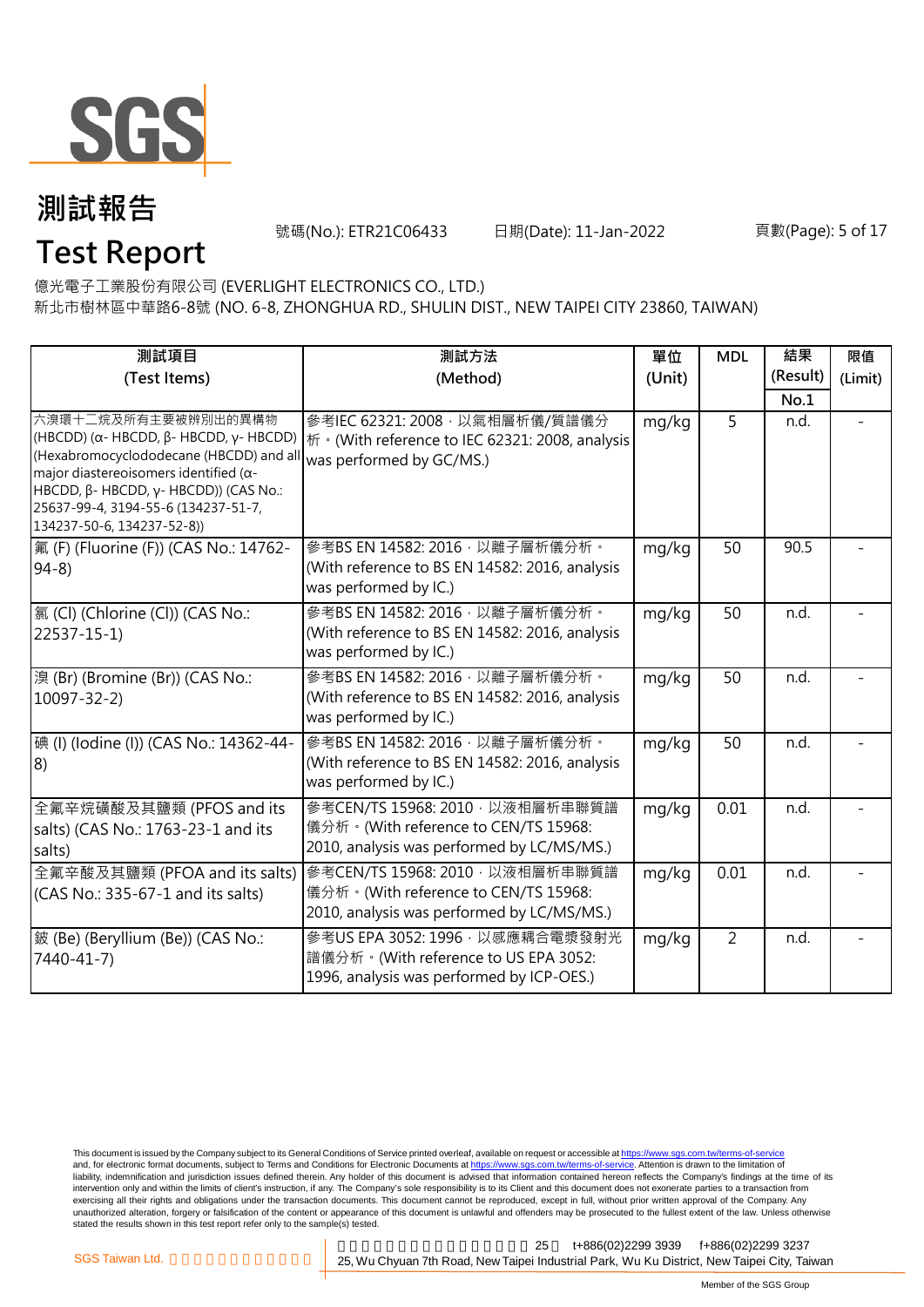# 測試報告

# Test Report

號碼(No.): ETR21C06433　　日期(Date): 11-Jan-2022

億光電子工業股份有限公司 (EVERLIGHT ELECTRONICS CO., LTD.)
新北市樹林區中華路6-8號 (NO. 6-8, ZHONGHUA RD., SHULIN DIST., NEW TAIPEI CITY 23860, TAIWAN)

| 測試項目 (Test Items) | 測試方法 (Method) | 單位 (Unit) | MDL | 結果 (Result) No.1 | 限值 (Limit) |
|---|---|---|---|---|---|
| 六溴環十二烷及所有主要被辨別出的異構物 (HBCDD) (α- HBCDD, β- HBCDD, γ- HBCDD) (Hexabromocyclododecane (HBCDD) and all major diastereoisomers identified (α- HBCDD, β- HBCDD, γ- HBCDD)) (CAS No.: 25637-99-4, 3194-55-6 (134237-51-7, 134237-50-6, 134237-52-8)) | 參考IEC 62321: 2008，以氣相層析儀/質譜儀分析。(With reference to IEC 62321: 2008, analysis was performed by GC/MS.) | mg/kg | 5 | n.d. | - |
| 氟 (F) (Fluorine (F)) (CAS No.: 14762-94-8) | 參考BS EN 14582: 2016，以離子層析儀分析。(With reference to BS EN 14582: 2016, analysis was performed by IC.) | mg/kg | 50 | 90.5 | - |
| 氯 (Cl) (Chlorine (Cl)) (CAS No.: 22537-15-1) | 參考BS EN 14582: 2016，以離子層析儀分析。(With reference to BS EN 14582: 2016, analysis was performed by IC.) | mg/kg | 50 | n.d. | - |
| 溴 (Br) (Bromine (Br)) (CAS No.: 10097-32-2) | 參考BS EN 14582: 2016，以離子層析儀分析。(With reference to BS EN 14582: 2016, analysis was performed by IC.) | mg/kg | 50 | n.d. | - |
| 碘 (I) (Iodine (I)) (CAS No.: 14362-44-8) | 參考BS EN 14582: 2016，以離子層析儀分析。(With reference to BS EN 14582: 2016, analysis was performed by IC.) | mg/kg | 50 | n.d. | - |
| 全氟辛烷磺酸及其鹽類 (PFOS and its salts) (CAS No.: 1763-23-1 and its salts) | 參考CEN/TS 15968: 2010，以液相層析串聯質譜儀分析。(With reference to CEN/TS 15968: 2010, analysis was performed by LC/MS/MS.) | mg/kg | 0.01 | n.d. | - |
| 全氟辛酸及其鹽類 (PFOA and its salts) (CAS No.: 335-67-1 and its salts) | 參考CEN/TS 15968: 2010，以液相層析串聯質譜儀分析。(With reference to CEN/TS 15968: 2010, analysis was performed by LC/MS/MS.) | mg/kg | 0.01 | n.d. | - |
| 鈹 (Be) (Beryllium (Be)) (CAS No.: 7440-41-7) | 參考US EPA 3052: 1996，以感應耦合電漿發射光譜儀分析。(With reference to US EPA 3052: 1996, analysis was performed by ICP-OES.) | mg/kg | 2 | n.d. | - |

This document is issued by the Company subject to its General Conditions of Service printed overleaf, available on request or accessible at https://www.sgs.com.tw/terms-of-service and, for electronic format documents, subject to Terms and Conditions for Electronic Documents at https://www.sgs.com.tw/terms-of-service. Attention is drawn to the limitation of liability, indemnification and jurisdiction issues defined therein. Any holder of this document is advised that information contained hereon reflects the Company's findings at the time of its intervention only and within the limits of client's instruction, if any. The Company's sole responsibility is to its Client and this document does not exonerate parties to a transaction from exercising all their rights and obligations under the transaction documents. This document cannot be reproduced, except in full, without prior written approval of the Company. Any unauthorized alteration, forgery or falsification of the content or appearance of this document is unlawful and offenders may be prosecuted to the fullest extent of the law. Unless otherwise stated the results shown in this test report refer only to the sample(s) tested.

SGS Taiwan Ltd. 25, Wu Chyuan 7th Road, New Taipei Industrial Park, Wu Ku District, New Taipei City, Taiwan t+886(02)2299 3939 f+886(02)2299 3237

Member of the SGS Group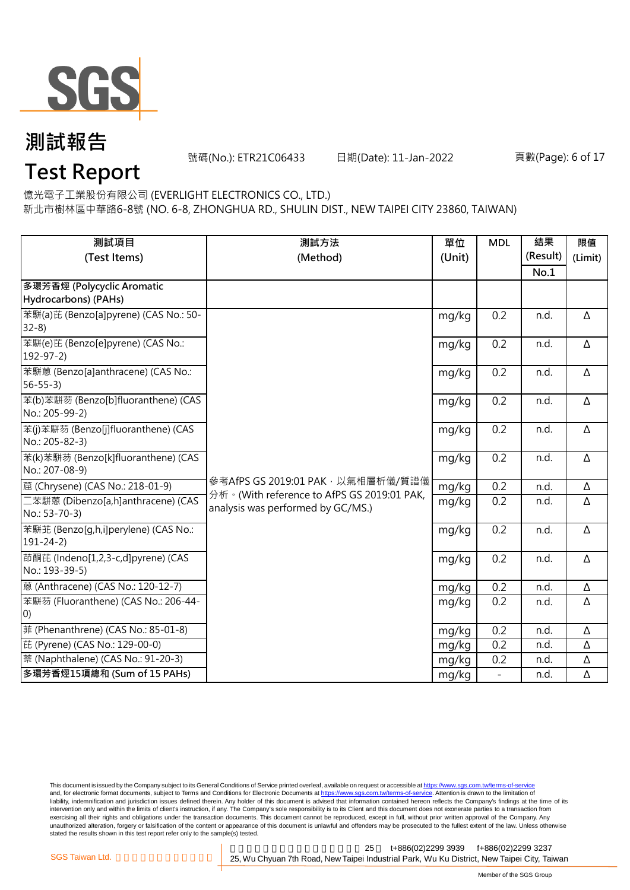# 測試報告
# Test Report

號碼(No.): ETR21C06433 日期(Date): 11-Jan-2022

億光電子工業股份有限公司 (EVERLIGHT ELECTRONICS CO., LTD.)
新北市樹林區中華路6-8號 (NO. 6-8, ZHONGHUA RD., SHULIN DIST., NEW TAIPEI CITY 23860, TAIWAN)

| 測試項目 (Test Items) | 測試方法 (Method) | 單位 (Unit) | MDL | 結果 (Result) No.1 | 限值 (Limit) |
|---|---|---|---|---|---|
| **多環芳香烴 (Polycyclic Aromatic Hydrocarbons) (PAHs)** | | | | | |
| 苯駢(a)芘 (Benzo[a]pyrene) (CAS No.: 50-32-8) | 參考AfPS GS 2019:01 PAK，以氣相層析儀/質譜儀分析。(With reference to AfPS GS 2019:01 PAK, analysis was performed by GC/MS.) | mg/kg | 0.2 | n.d. | Δ |
| 苯駢(e)芘 (Benzo[e]pyrene) (CAS No.: 192-97-2) | | mg/kg | 0.2 | n.d. | Δ |
| 苯駢蒽 (Benzo[a]anthracene) (CAS No.: 56-55-3) | | mg/kg | 0.2 | n.d. | Δ |
| 苯(b)苯駢芴 (Benzo[b]fluoranthene) (CAS No.: 205-99-2) | | mg/kg | 0.2 | n.d. | Δ |
| 苯(j)苯駢芴 (Benzo[j]fluoranthene) (CAS No.: 205-82-3) | | mg/kg | 0.2 | n.d. | Δ |
| 苯(k)苯駢芴 (Benzo[k]fluoranthene) (CAS No.: 207-08-9) | | mg/kg | 0.2 | n.d. | Δ |
| 䓛 (Chrysene) (CAS No.: 218-01-9) | | mg/kg | 0.2 | n.d. | Δ |
| 二苯駢蒽 (Dibenzo[a,h]anthracene) (CAS No.: 53-70-3) | | mg/kg | 0.2 | n.d. | Δ |
| 苯駢苝 (Benzo[g,h,i]perylene) (CAS No.: 191-24-2) | | mg/kg | 0.2 | n.d. | Δ |
| 茚酮芘 (Indeno[1,2,3-c,d]pyrene) (CAS No.: 193-39-5) | | mg/kg | 0.2 | n.d. | Δ |
| 蒽 (Anthracene) (CAS No.: 120-12-7) | | mg/kg | 0.2 | n.d. | Δ |
| 苯駢芴 (Fluoranthene) (CAS No.: 206-44-0) | | mg/kg | 0.2 | n.d. | Δ |
| 菲 (Phenanthrene) (CAS No.: 85-01-8) | | mg/kg | 0.2 | n.d. | Δ |
| 芘 (Pyrene) (CAS No.: 129-00-0) | | mg/kg | 0.2 | n.d. | Δ |
| 萘 (Naphthalene) (CAS No.: 91-20-3) | | mg/kg | 0.2 | n.d. | Δ |
| **多環芳香烴15項總和 (Sum of 15 PAHs)** | | mg/kg | - | n.d. | Δ |

This document is issued by the Company subject to its General Conditions of Service printed overleaf, available on request or accessible at https://www.sgs.com.tw/terms-of-service and, for electronic format documents, subject to Terms and Conditions for Electronic Documents at https://www.sgs.com.tw/terms-of-service. Attention is drawn to the limitation of liability, indemnification and jurisdiction issues defined therein. Any holder of this document is advised that information contained hereon reflects the Company's findings at the time of its intervention only and within the limits of client's instruction, if any. The Company's sole responsibility is to its Client and this document does not exonerate parties to a transaction from exercising all their rights and obligations under the transaction documents. This document cannot be reproduced, except in full, without prior written approval of the Company. Any unauthorized alteration, forgery or falsification of the content or appearance of this document is unlawful and offenders may be prosecuted to the fullest extent of the law. Unless otherwise stated the results shown in this test report refer only to the sample(s) tested.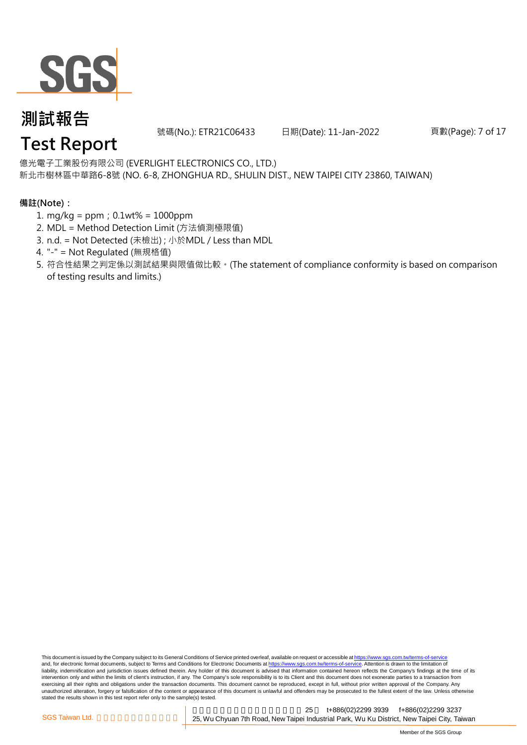# 測試報告

# Test Report

號碼(No.): ETR21C06433　　日期(Date): 11-Jan-2022

億光電子工業股份有限公司 (EVERLIGHT ELECTRONICS CO., LTD.)
新北市樹林區中華路6-8號 (NO. 6-8, ZHONGHUA RD., SHULIN DIST., NEW TAIPEI CITY 23860, TAIWAN)

**備註(Note)：**

1. mg/kg = ppm；0.1wt% = 1000ppm
2. MDL = Method Detection Limit (方法偵測極限值)
3. n.d. = Not Detected (未檢出) ; 小於MDL / Less than MDL
4. "-" = Not Regulated (無規格值)
5. 符合性結果之判定係以測試結果與限值做比較。(The statement of compliance conformity is based on comparison of testing results and limits.)

This document is issued by the Company subject to its General Conditions of Service printed overleaf, available on request or accessible at https://www.sgs.com.tw/terms-of-service and, for electronic format documents, subject to Terms and Conditions for Electronic Documents at https://www.sgs.com.tw/terms-of-service. Attention is drawn to the limitation of liability, indemnification and jurisdiction issues defined therein. Any holder of this document is advised that information contained hereon reflects the Company's findings at the time of its intervention only and within the limits of client's instruction, if any. The Company's sole responsibility is to its Client and this document does not exonerate parties to a transaction from exercising all their rights and obligations under the transaction documents. This document cannot be reproduced, except in full, without prior written approval of the Company. Any unauthorized alteration, forgery or falsification of the content or appearance of this document is unlawful and offenders may be prosecuted to the fullest extent of the law. Unless otherwise stated the results shown in this test report refer only to the sample(s) tested.

SGS Taiwan Ltd.　25, Wu Chyuan 7th Road, New Taipei Industrial Park, Wu Ku District, New Taipei City, Taiwan　t+886(02)2299 3939　f+886(02)2299 3237

Member of the SGS Group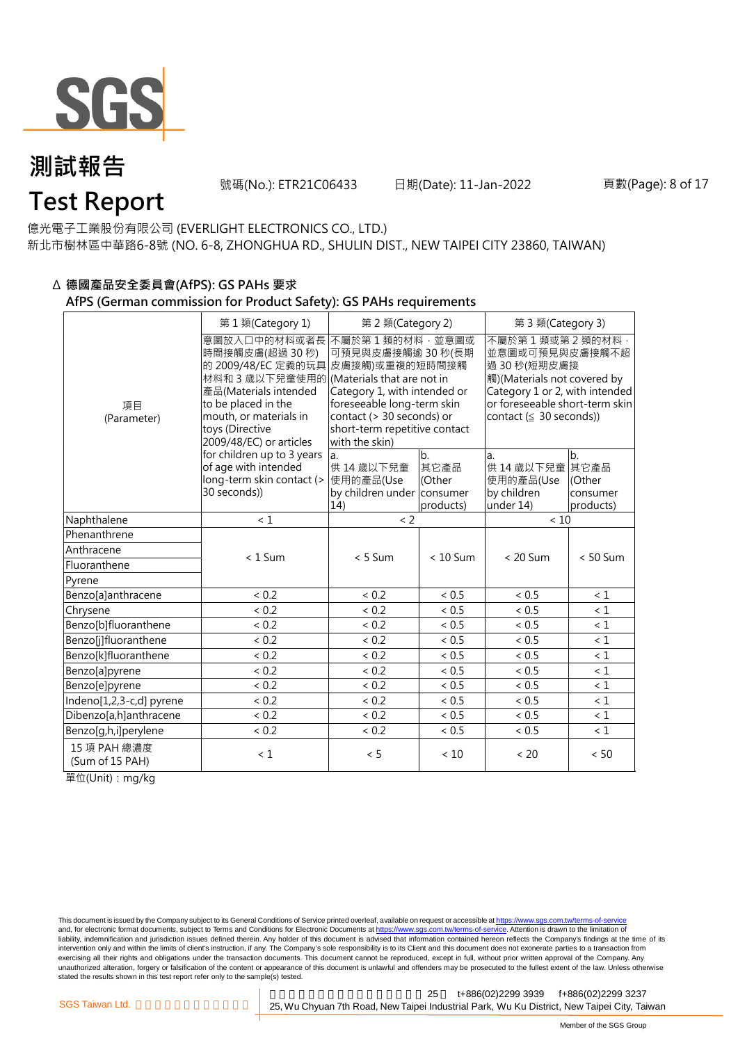億光電子工業股份有限公司 (EVERLIGHT ELECTRONICS CO., LTD.)
新北市樹林區中華路6-8號 (NO. 6-8, ZHONGHUA RD., SHULIN DIST., NEW TAIPEI CITY 23860, TAIWAN)

### Δ 德國產品安全委員會(AfPS): GS PAHs 要求
### AfPS (German commission for Product Safety): GS PAHs requirements

| 項目 (Parameter) | 第 1 類(Category 1) | 第 2 類(Category 2) | | 第 3 類(Category 3) | |
|---|---|---|---|---|---|
| | 意圖放入口中的材料或者長時間接觸皮膚(超過 30 秒)的 2009/48/EC 定義的玩具材料和 3 歲以下兒童使用的產品(Materials intended to be placed in the mouth, or materials in toys (Directive 2009/48/EC) or articles for children up to 3 years of age with intended long-term skin contact (> 30 seconds)) | 不屬於第 1 類的材料，並意圖或可預見與皮膚接觸逾 30 秒(長期皮膚接觸)或重複的短時間接觸(Materials that are not in Category 1, with intended or foreseeable long-term skin contact (> 30 seconds) or short-term repetitive contact with the skin) | | 不屬於第 1 類或第 2 類的材料，並意圖或可預見與皮膚接觸不超過 30 秒(短期皮膚接觸)(Materials not covered by Category 1 or 2, with intended or foreseeable short-term skin contact (≦ 30 seconds)) | |
| | | a. 供 14 歲以下兒童使用的產品(Use by children under 14) | b. 其它產品 (Other consumer products) | a. 供 14 歲以下兒童使用的產品(Use by children under 14) | b. 其它產品 (Other consumer products) |
| Naphthalene | < 1 | < 2 | | < 10 | |
| Phenanthrene | < 1 Sum | < 5 Sum | < 10 Sum | < 20 Sum | < 50 Sum |
| Anthracene | | | | | |
| Fluoranthene | | | | | |
| Pyrene | | | | | |
| Benzo[a]anthracene | < 0.2 | < 0.2 | < 0.5 | < 0.5 | < 1 |
| Chrysene | < 0.2 | < 0.2 | < 0.5 | < 0.5 | < 1 |
| Benzo[b]fluoranthene | < 0.2 | < 0.2 | < 0.5 | < 0.5 | < 1 |
| Benzo[j]fluoranthene | < 0.2 | < 0.2 | < 0.5 | < 0.5 | < 1 |
| Benzo[k]fluoranthene | < 0.2 | < 0.2 | < 0.5 | < 0.5 | < 1 |
| Benzo[a]pyrene | < 0.2 | < 0.2 | < 0.5 | < 0.5 | < 1 |
| Benzo[e]pyrene | < 0.2 | < 0.2 | < 0.5 | < 0.5 | < 1 |
| Indeno[1,2,3-c,d] pyrene | < 0.2 | < 0.2 | < 0.5 | < 0.5 | < 1 |
| Dibenzo[a,h]anthracene | < 0.2 | < 0.2 | < 0.5 | < 0.5 | < 1 |
| Benzo[g,h,i]perylene | < 0.2 | < 0.2 | < 0.5 | < 0.5 | < 1 |
| 15 項 PAH 總濃度 (Sum of 15 PAH) | < 1 | < 5 | < 10 | < 20 | < 50 |

單位(Unit)：mg/kg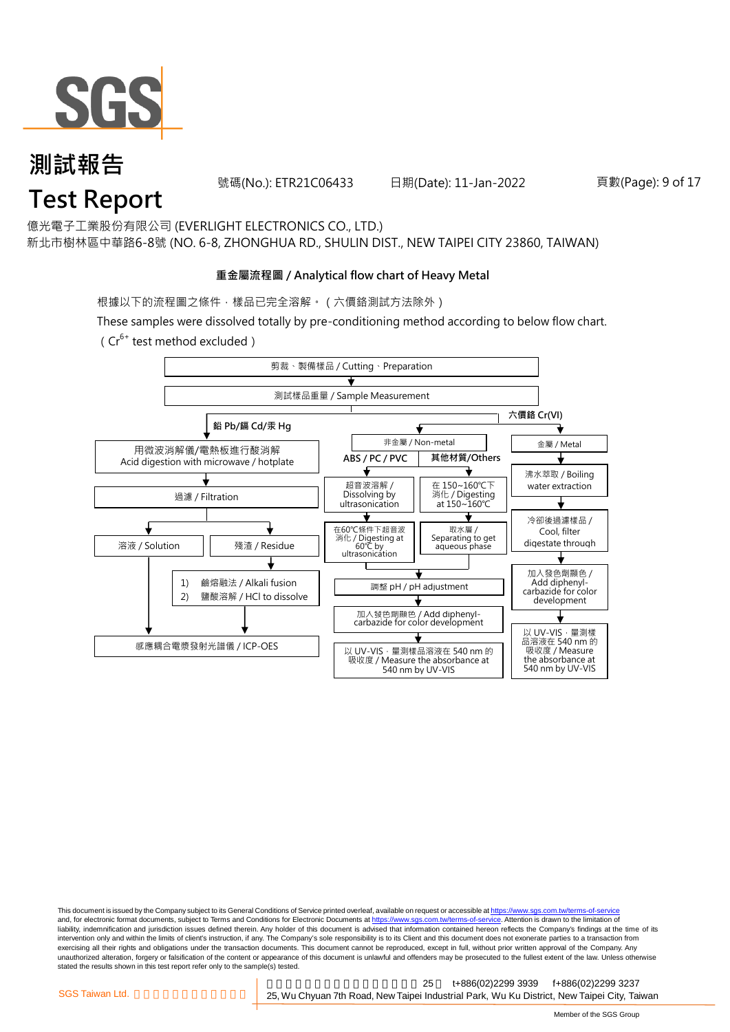# 測試報告
# Test Report

號碼(No.): ETR21C06433　　日期(Date): 11-Jan-2022

億光電子工業股份有限公司 (EVERLIGHT ELECTRONICS CO., LTD.)
新北市樹林區中華路6-8號 (NO. 6-8, ZHONGHUA RD., SHULIN DIST., NEW TAIPEI CITY 23860, TAIWAN)

**重金屬流程圖 / Analytical flow chart of Heavy Metal**

根據以下的流程圖之條件，樣品已完全溶解。（六價鉻測試方法除外）

These samples were dissolved totally by pre-conditioning method according to below flow chart.
（$Cr^{6+}$ test method excluded）

剪裁、製備樣品 / Cutting、Preparation

測試樣品重量 / Sample Measurement

**鉛 Pb/鎘 Cd/汞 Hg**

用微波消解儀/電熱板進行酸消解
Acid digestion with microwave / hotplate

過濾 / Filtration

溶液 / Solution

殘渣 / Residue

1) 鹼熔融法 / Alkali fusion
2) 鹽酸溶解 / HCl to dissolve

感應耦合電漿發射光譜儀 / ICP-OES

**六價鉻 Cr(VI)**

非金屬 / Non-metal

**ABS / PC / PVC**

超音波溶解 / Dissolving by ultrasonication

在60℃條件下超音波消化 / Digesting at 60℃ by ultrasonication

**其他材質/Others**

在 150~160℃下消化 / Digesting at 150~160℃

取水層 / Separating to get aqueous phase

調整 pH / pH adjustment

加入發色劑顯色 / Add diphenyl-carbazide for color development

以 UV-VIS，量測樣品溶液在 540 nm 的吸收度 / Measure the absorbance at 540 nm by UV-VIS

金屬 / Metal

沸水萃取 / Boiling water extraction

冷卻後過濾樣品 / Cool, filter digestate through

加入發色劑顯色 / Add diphenyl-carbazide for color development

以 UV-VIS，量測樣品溶液在 540 nm 的吸收度 / Measure the absorbance at 540 nm by UV-VIS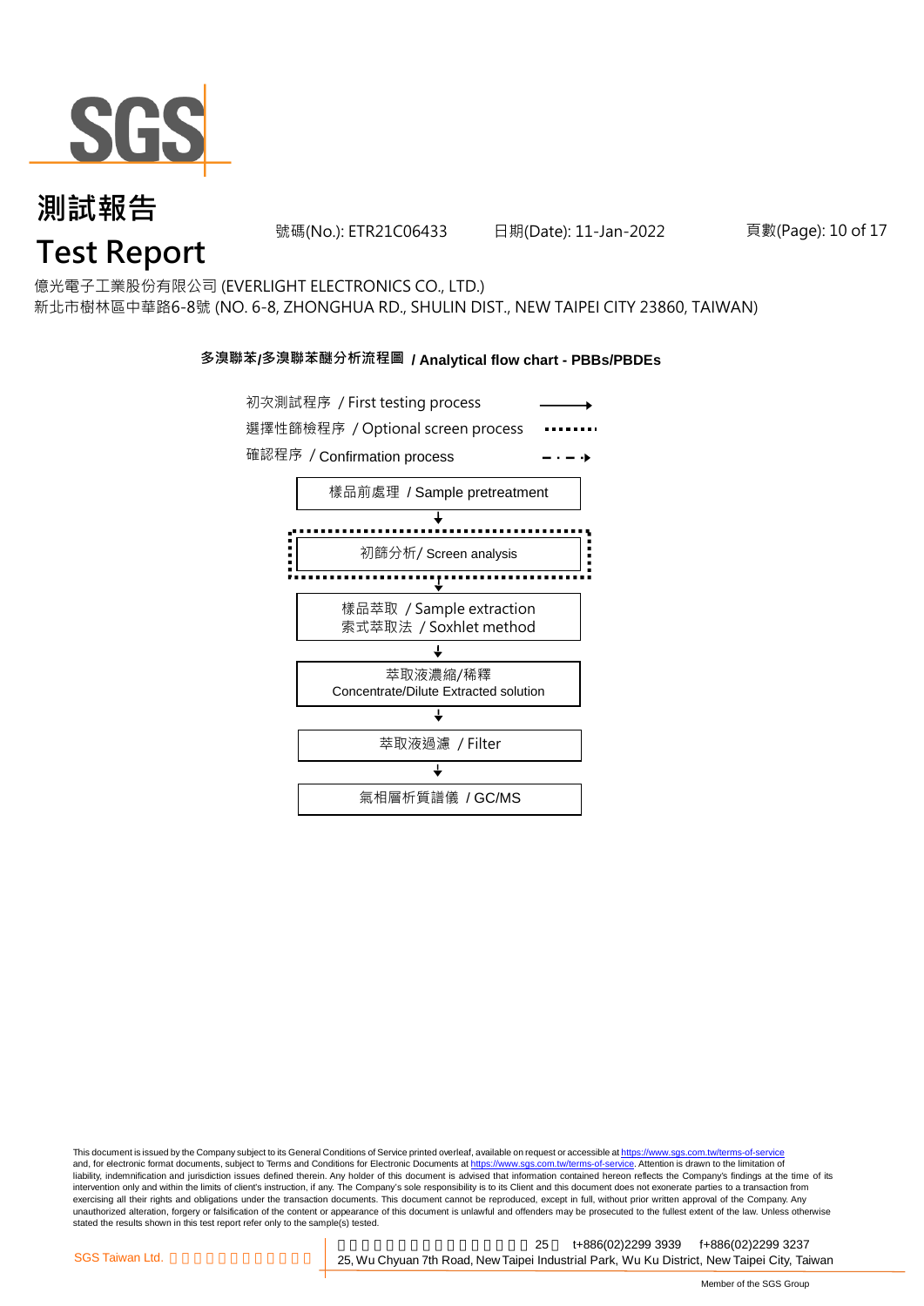# 測試報告
# Test Report

號碼(No.): ETR21C06433　　日期(Date): 11-Jan-2022

億光電子工業股份有限公司 (EVERLIGHT ELECTRONICS CO., LTD.)
新北市樹林區中華路6-8號 (NO. 6-8, ZHONGHUA RD., SHULIN DIST., NEW TAIPEI CITY 23860, TAIWAN)

**多溴聯苯/多溴聯苯醚分析流程圖 / Analytical flow chart - PBBs/PBDEs**

初次測試程序 / First testing process
選擇性篩檢程序 / Optional screen process
確認程序 / Confirmation process

樣品前處理 / Sample pretreatment

初篩分析/ Screen analysis

樣品萃取 / Sample extraction
索式萃取法 / Soxhlet method

萃取液濃縮/稀釋
Concentrate/Dilute Extracted solution

萃取液過濾 / Filter

氣相層析質譜儀 / GC/MS

This document is issued by the Company subject to its General Conditions of Service printed overleaf, available on request or accessible at https://www.sgs.com.tw/terms-of-service and, for electronic format documents, subject to Terms and Conditions for Electronic Documents at https://www.sgs.com.tw/terms-of-service. Attention is drawn to the limitation of liability, indemnification and jurisdiction issues defined therein. Any holder of this document is advised that information contained hereon reflects the Company's findings at the time of its intervention only and within the limits of client's instruction, if any. The Company's sole responsibility is to its Client and this document does not exonerate parties to a transaction from exercising all their rights and obligations under the transaction documents. This document cannot be reproduced, except in full, without prior written approval of the Company. Any unauthorized alteration, forgery or falsification of the content or appearance of this document is unlawful and offenders may be prosecuted to the fullest extent of the law. Unless otherwise stated the results shown in this test report refer only to the sample(s) tested.

SGS Taiwan Ltd. 　25　t+886(02)2299 3939　f+886(02)2299 3237
25, Wu Chyuan 7th Road, New Taipei Industrial Park, Wu Ku District, New Taipei City, Taiwan

Member of the SGS Group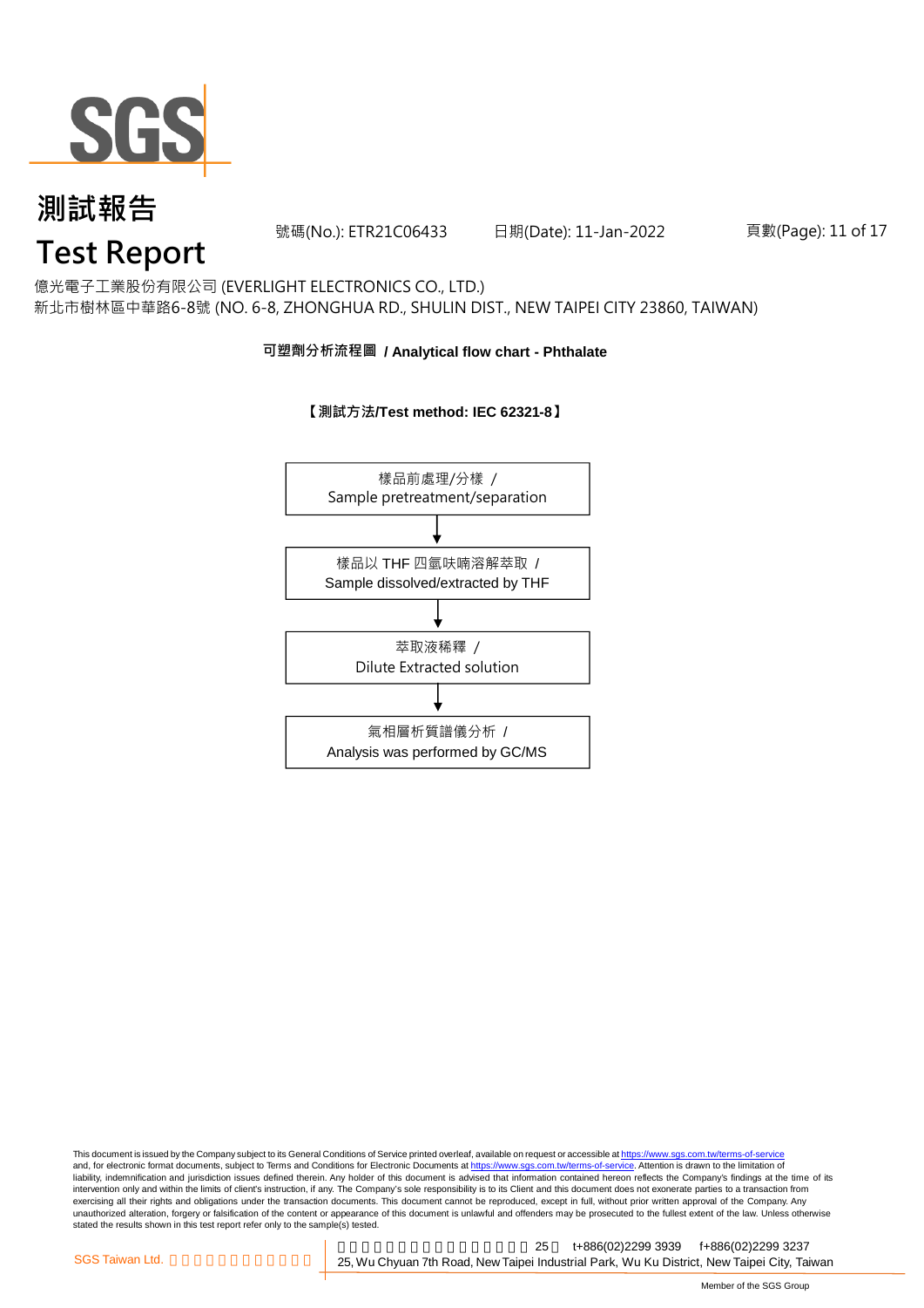# 測試報告

# Test Report

號碼(No.): ETR21C06433　　日期(Date): 11-Jan-2022

億光電子工業股份有限公司 (EVERLIGHT ELECTRONICS CO., LTD.)
新北市樹林區中華路6-8號 (NO. 6-8, ZHONGHUA RD., SHULIN DIST., NEW TAIPEI CITY 23860, TAIWAN)

**可塑劑分析流程圖 / Analytical flow chart - Phthalate**

**【測試方法/Test method: IEC 62321-8】**

樣品前處理/分樣 /
Sample pretreatment/separation

↓

樣品以 THF 四氫呋喃溶解萃取 /
Sample dissolved/extracted by THF

↓

萃取液稀釋 /
Dilute Extracted solution

↓

氣相層析質譜儀分析 /
Analysis was performed by GC/MS

This document is issued by the Company subject to its General Conditions of Service printed overleaf, available on request or accessible at https://www.sgs.com.tw/terms-of-service and, for electronic format documents, subject to Terms and Conditions for Electronic Documents at https://www.sgs.com.tw/terms-of-service. Attention is drawn to the limitation of liability, indemnification and jurisdiction issues defined therein. Any holder of this document is advised that information contained hereon reflects the Company's findings at the time of its intervention only and within the limits of client's instruction, if any. The Company's sole responsibility is to its Client and this document does not exonerate parties to a transaction from exercising all their rights and obligations under the transaction documents. This document cannot be reproduced, except in full, without prior written approval of the Company. Any unauthorized alteration, forgery or falsification of the content or appearance of this document is unlawful and offenders may be prosecuted to the fullest extent of the law. Unless otherwise stated the results shown in this test report refer only to the sample(s) tested.

SGS Taiwan Ltd. | 25, Wu Chyuan 7th Road, New Taipei Industrial Park, Wu Ku District, New Taipei City, Taiwan　t+886(02)2299 3939　f+886(02)2299 3237

Member of the SGS Group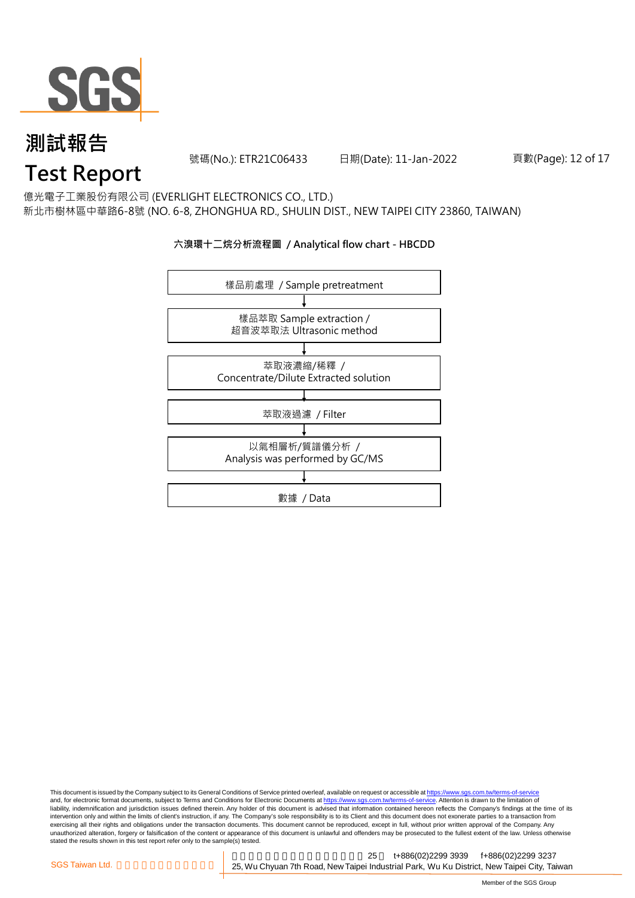# 測試報告
# Test Report

號碼(No.): ETR21C06433　　日期(Date): 11-Jan-2022

億光電子工業股份有限公司 (EVERLIGHT ELECTRONICS CO., LTD.)
新北市樹林區中華路6-8號 (NO. 6-8, ZHONGHUA RD., SHULIN DIST., NEW TAIPEI CITY 23860, TAIWAN)

**六溴環十二烷分析流程圖 / Analytical flow chart - HBCDD**

樣品前處理 / Sample pretreatment

↓

樣品萃取 Sample extraction /
超音波萃取法 Ultrasonic method

↓

萃取液濃縮/稀釋 /
Concentrate/Dilute Extracted solution

↓

萃取液過濾 / Filter

↓

以氣相層析/質譜儀分析 /
Analysis was performed by GC/MS

↓

數據 / Data

This document is issued by the Company subject to its General Conditions of Service printed overleaf, available on request or accessible at https://www.sgs.com.tw/terms-of-service and, for electronic format documents, subject to Terms and Conditions for Electronic Documents at https://www.sgs.com.tw/terms-of-service. Attention is drawn to the limitation of liability, indemnification and jurisdiction issues defined therein. Any holder of this document is advised that information contained hereon reflects the Company's findings at the time of its intervention only and within the limits of client's instruction, if any. The Company's sole responsibility is to its Client and this document does not exonerate parties to a transaction from exercising all their rights and obligations under the transaction documents. This document cannot be reproduced, except in full, without prior written approval of the Company. Any unauthorized alteration, forgery or falsification of the content or appearance of this document is unlawful and offenders may be prosecuted to the fullest extent of the law. Unless otherwise stated the results shown in this test report refer only to the sample(s) tested.

SGS Taiwan Ltd.　25　t+886(02)2299 3939　f+886(02)2299 3237
25, Wu Chyuan 7th Road, New Taipei Industrial Park, Wu Ku District, New Taipei City, Taiwan

Member of the SGS Group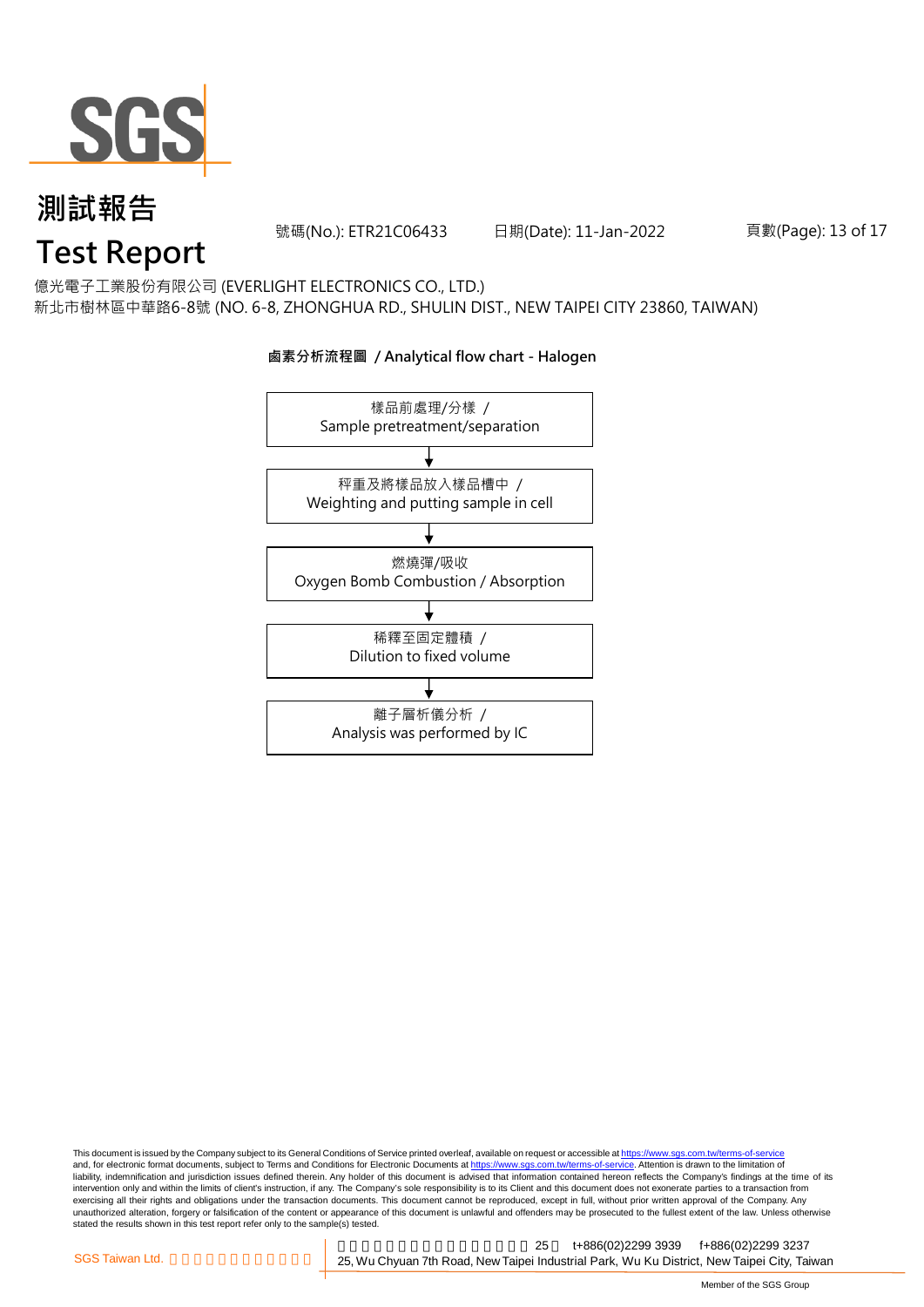# 測試報告
# Test Report

號碼(No.): ETR21C06433　　日期(Date): 11-Jan-2022

億光電子工業股份有限公司 (EVERLIGHT ELECTRONICS CO., LTD.)
新北市樹林區中華路6-8號 (NO. 6-8, ZHONGHUA RD., SHULIN DIST., NEW TAIPEI CITY 23860, TAIWAN)

**鹵素分析流程圖 / Analytical flow chart - Halogen**

樣品前處理/分樣 /
Sample pretreatment/separation

↓

秤重及將樣品放入樣品槽中 /
Weighting and putting sample in cell

↓

燃燒彈/吸收
Oxygen Bomb Combustion / Absorption

↓

稀釋至固定體積 /
Dilution to fixed volume

↓

離子層析儀分析 /
Analysis was performed by IC

This document is issued by the Company subject to its General Conditions of Service printed overleaf, available on request or accessible at https://www.sgs.com.tw/terms-of-service and, for electronic format documents, subject to Terms and Conditions for Electronic Documents at https://www.sgs.com.tw/terms-of-service. Attention is drawn to the limitation of liability, indemnification and jurisdiction issues defined therein. Any holder of this document is advised that information contained hereon reflects the Company's findings at the time of its intervention only and within the limits of client's instruction, if any. The Company's sole responsibility is to its Client and this document does not exonerate parties to a transaction from exercising all their rights and obligations under the transaction documents. This document cannot be reproduced, except in full, without prior written approval of the Company. Any unauthorized alteration, forgery or falsification of the content or appearance of this document is unlawful and offenders may be prosecuted to the fullest extent of the law. Unless otherwise stated the results shown in this test report refer only to the sample(s) tested.

SGS Taiwan Ltd. | 25, Wu Chyuan 7th Road, New Taipei Industrial Park, Wu Ku District, New Taipei City, Taiwan | t+886(02)2299 3939 | f+886(02)2299 3237

Member of the SGS Group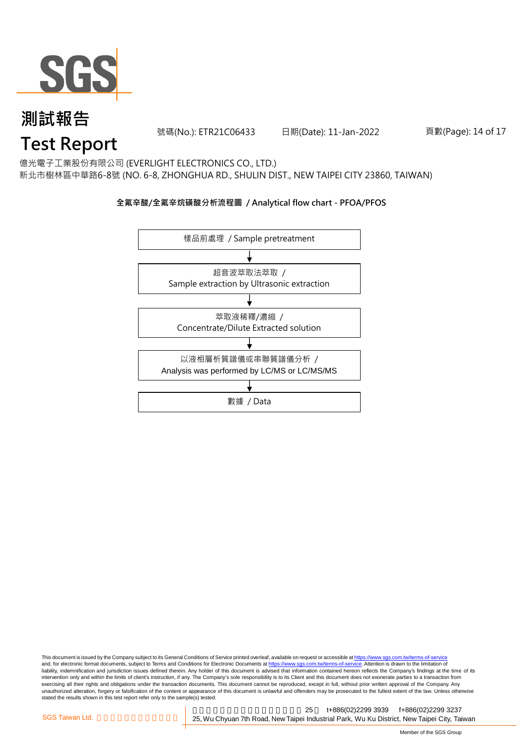億光電子工業股份有限公司 (EVERLIGHT ELECTRONICS CO., LTD.)
新北市樹林區中華路6-8號 (NO. 6-8, ZHONGHUA RD., SHULIN DIST., NEW TAIPEI CITY 23860, TAIWAN)

## 全氟辛酸/全氟辛烷磺酸分析流程圖 / Analytical flow chart - PFOA/PFOS

樣品前處理 / Sample pretreatment

↓

超音波萃取法萃取 /
Sample extraction by Ultrasonic extraction

↓

萃取液稀釋/濃縮 /
Concentrate/Dilute Extracted solution

↓

以液相層析質譜儀或串聯質譜儀分析 /
Analysis was performed by LC/MS or LC/MS/MS

↓

數據 / Data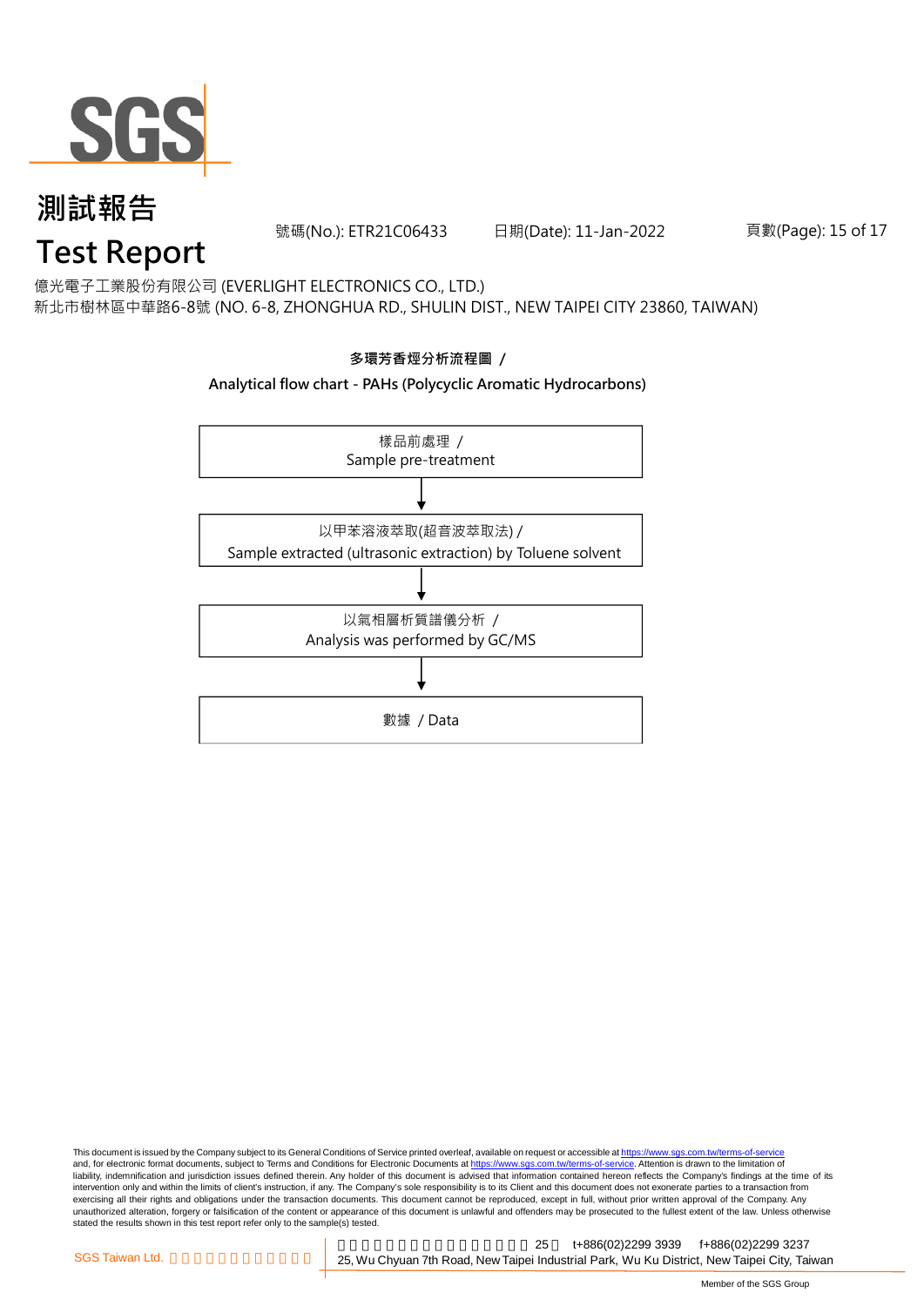# 測試報告
# Test Report

號碼(No.): ETR21C06433　　日期(Date): 11-Jan-2022

億光電子工業股份有限公司 (EVERLIGHT ELECTRONICS CO., LTD.)
新北市樹林區中華路6-8號 (NO. 6-8, ZHONGHUA RD., SHULIN DIST., NEW TAIPEI CITY 23860, TAIWAN)

**多環芳香烴分析流程圖 /**

**Analytical flow chart - PAHs (Polycyclic Aromatic Hydrocarbons)**

樣品前處理 /
Sample pre-treatment

↓

以甲苯溶液萃取(超音波萃取法) /
Sample extracted (ultrasonic extraction) by Toluene solvent

↓

以氣相層析質譜儀分析 /
Analysis was performed by GC/MS

↓

數據 / Data

This document is issued by the Company subject to its General Conditions of Service printed overleaf, available on request or accessible at https://www.sgs.com.tw/terms-of-service and, for electronic format documents, subject to Terms and Conditions for Electronic Documents at https://www.sgs.com.tw/terms-of-service. Attention is drawn to the limitation of liability, indemnification and jurisdiction issues defined therein. Any holder of this document is advised that information contained hereon reflects the Company's findings at the time of its intervention only and within the limits of client's instruction, if any. The Company's sole responsibility is to its Client and this document does not exonerate parties to a transaction from exercising all their rights and obligations under the transaction documents. This document cannot be reproduced, except in full, without prior written approval of the Company. Any unauthorized alteration, forgery or falsification of the content or appearance of this document is unlawful and offenders may be prosecuted to the fullest extent of the law. Unless otherwise stated the results shown in this test report refer only to the sample(s) tested.

SGS Taiwan Ltd. | 25, Wu Chyuan 7th Road, New Taipei Industrial Park, Wu Ku District, New Taipei City, Taiwan　t+886(02)2299 3939　f+886(02)2299 3237

Member of the SGS Group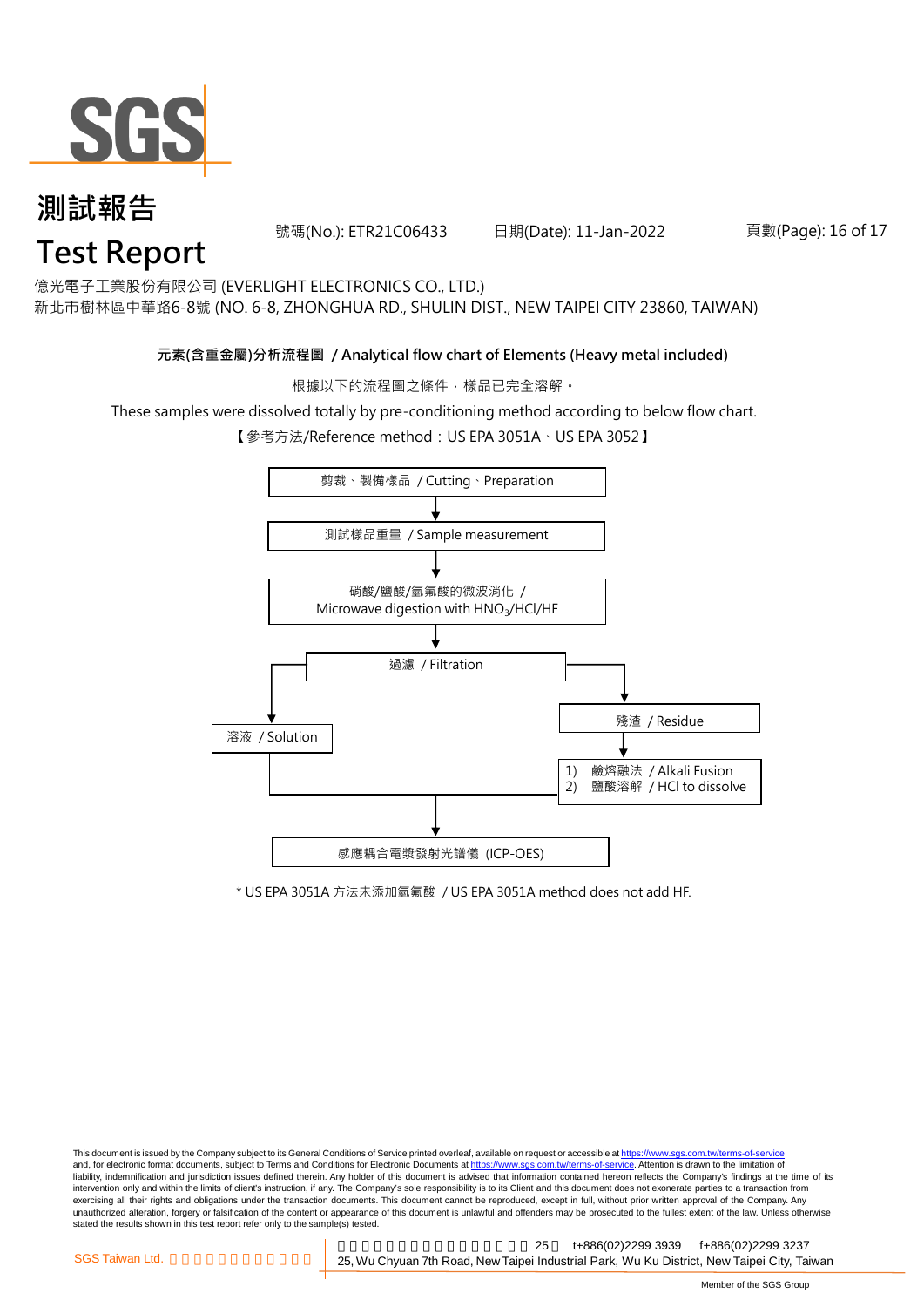# 測試報告
# Test Report

號碼(No.): ETR21C06433　　日期(Date): 11-Jan-2022

億光電子工業股份有限公司 (EVERLIGHT ELECTRONICS CO., LTD.)
新北市樹林區中華路6-8號 (NO. 6-8, ZHONGHUA RD., SHULIN DIST., NEW TAIPEI CITY 23860, TAIWAN)

**元素(含重金屬)分析流程圖 / Analytical flow chart of Elements (Heavy metal included)**

根據以下的流程圖之條件，樣品已完全溶解。

These samples were dissolved totally by pre-conditioning method according to below flow chart.

【參考方法/Reference method：US EPA 3051A、US EPA 3052】

剪裁、製備樣品 / Cutting、Preparation

測試樣品重量 / Sample measurement

硝酸/鹽酸/氫氟酸的微波消化 / Microwave digestion with $HNO_3$/HCl/HF

過濾 / Filtration

溶液 / Solution

殘渣 / Residue

1) 鹼熔融法 / Alkali Fusion
2) 鹽酸溶解 / HCl to dissolve

感應耦合電漿發射光譜儀 (ICP-OES)

\* US EPA 3051A 方法未添加氫氟酸 / US EPA 3051A method does not add HF.

This document is issued by the Company subject to its General Conditions of Service printed overleaf, available on request or accessible at https://www.sgs.com.tw/terms-of-service and, for electronic format documents, subject to Terms and Conditions for Electronic Documents at https://www.sgs.com.tw/terms-of-service. Attention is drawn to the limitation of liability, indemnification and jurisdiction issues defined therein. Any holder of this document is advised that information contained hereon reflects the Company's findings at the time of its intervention only and within the limits of client's instruction, if any. The Company's sole responsibility is to its Client and this document does not exonerate parties to a transaction from exercising all their rights and obligations under the transaction documents. This document cannot be reproduced, except in full, without prior written approval of the Company. Any unauthorized alteration, forgery or falsification of the content or appearance of this document is unlawful and offenders may be prosecuted to the fullest extent of the law. Unless otherwise stated the results shown in this test report refer only to the sample(s) tested.

SGS Taiwan Ltd. 25, Wu Chyuan 7th Road, New Taipei Industrial Park, Wu Ku District, New Taipei City, Taiwan t+886(02)2299 3939 f+886(02)2299 3237

Member of the SGS Group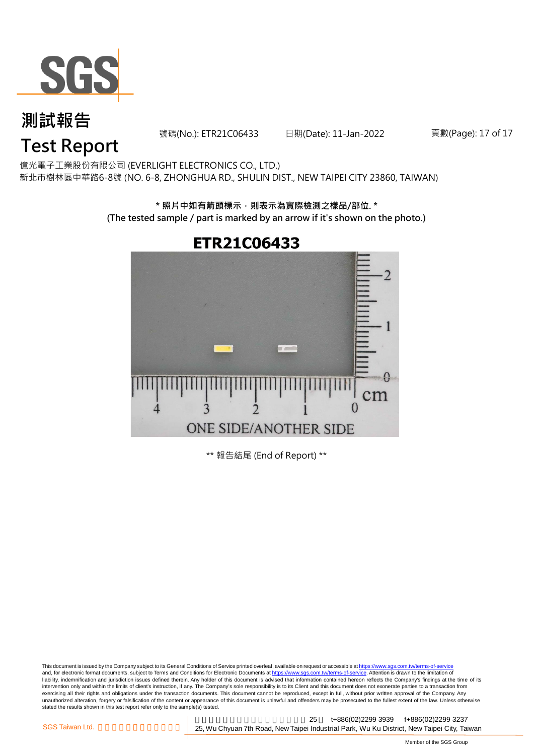# 測試報告

# Test Report

號碼(No.): ETR21C06433 日期(Date): 11-Jan-2022

億光電子工業股份有限公司 (EVERLIGHT ELECTRONICS CO., LTD.)
新北市樹林區中華路6-8號 (NO. 6-8, ZHONGHUA RD., SHULIN DIST., NEW TAIPEI CITY 23860, TAIWAN)

**\* 照片中如有箭頭標示，則表示為實際檢測之樣品/部位. \***
**(The tested sample / part is marked by an arrow if it's shown on the photo.)**

**ETR21C06433**

ONE SIDE/ANOTHER SIDE

** 報告結尾 (End of Report) **

This document is issued by the Company subject to its General Conditions of Service printed overleaf, available on request or accessible at https://www.sgs.com.tw/terms-of-service and, for electronic format documents, subject to Terms and Conditions for Electronic Documents at https://www.sgs.com.tw/terms-of-service. Attention is drawn to the limitation of liability, indemnification and jurisdiction issues defined therein. Any holder of this document is advised that information contained hereon reflects the Company's findings at the time of its intervention only and within the limits of client's instruction, if any. The Company's sole responsibility is to its Client and this document does not exonerate parties to a transaction from exercising all their rights and obligations under the transaction documents. This document cannot be reproduced, except in full, without prior written approval of the Company. Any unauthorized alteration, forgery or falsification of the content or appearance of this document is unlawful and offenders may be prosecuted to the fullest extent of the law. Unless otherwise stated the results shown in this test report refer only to the sample(s) tested.

SGS Taiwan Ltd. | 25, Wu Chyuan 7th Road, New Taipei Industrial Park, Wu Ku District, New Taipei City, Taiwan t+886(02)2299 3939 f+886(02)2299 3237

Member of the SGS Group